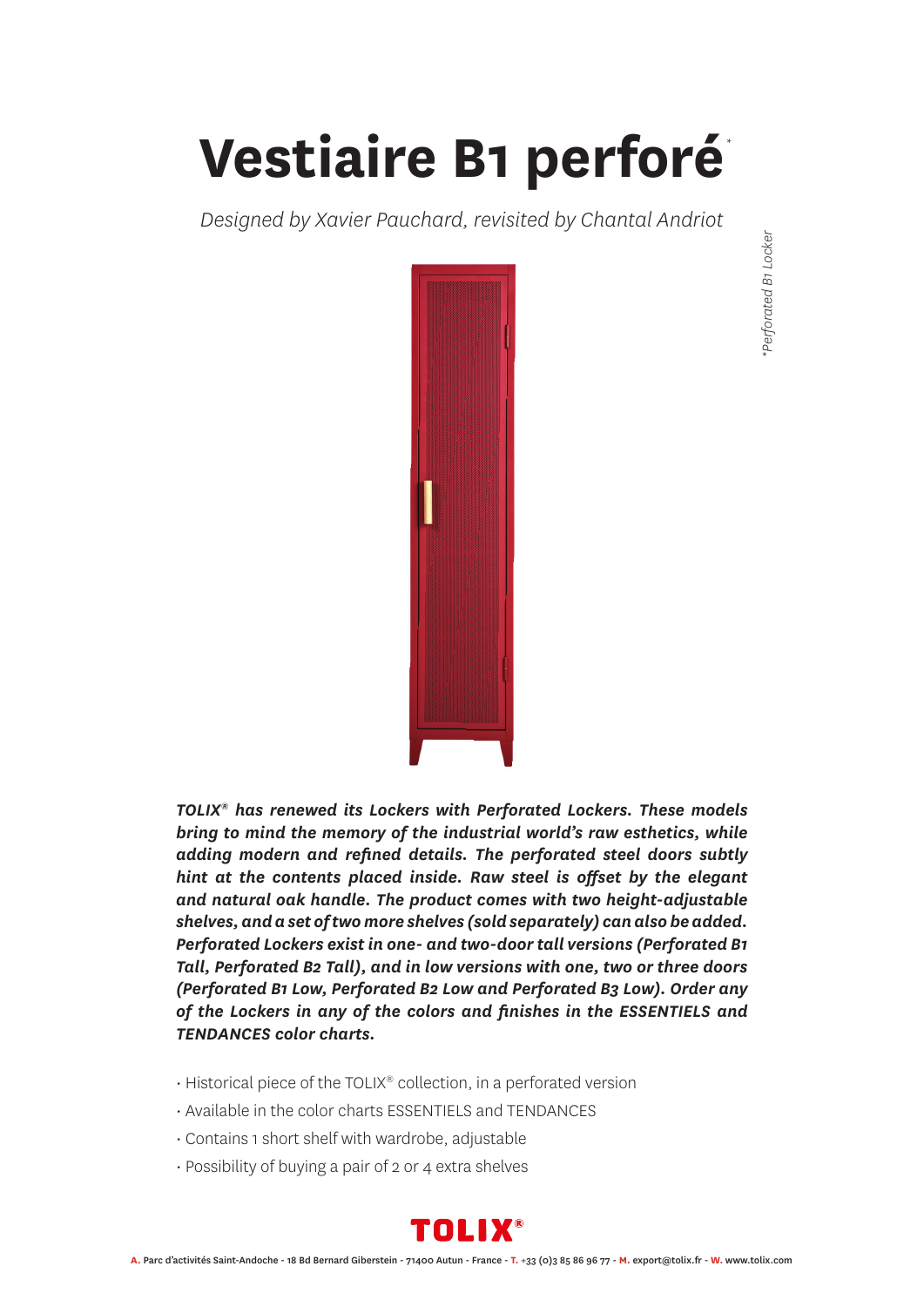# Vestiaire B1 perforé*

*Designed by Xavier Pauchard, revisited by Chantal Andriot*

*Perforated B1 Locker

***TOLIX® has renewed its Lockers with Perforated Lockers. These models bring to mind the memory of the industrial world's raw esthetics, while adding modern and refined details. The perforated steel doors subtly hint at the contents placed inside. Raw steel is offset by the elegant and natural oak handle. The product comes with two height-adjustable shelves, and a set of two more shelves (sold separately) can also be added. Perforated Lockers exist in one- and two-door tall versions (Perforated B1 Tall, Perforated B2 Tall), and in low versions with one, two or three doors (Perforated B1 Low, Perforated B2 Low and Perforated B3 Low). Order any of the Lockers in any of the colors and finishes in the ESSENTIELS and TENDANCES color charts.***

- Historical piece of the TOLIX® collection, in a perforated version
- Available in the color charts ESSENTIELS and TENDANCES
- Contains 1 short shelf with wardrobe, adjustable
- Possibility of buying a pair of 2 or 4 extra shelves

**TOLIX®**

**A.** Parc d'activités Saint-Andoche - 18 Bd Bernard Giberstein - 71400 Autun - France - **T.** +33 (0)3 85 86 96 77 - **M.** export@tolix.fr - **W.** www.tolix.com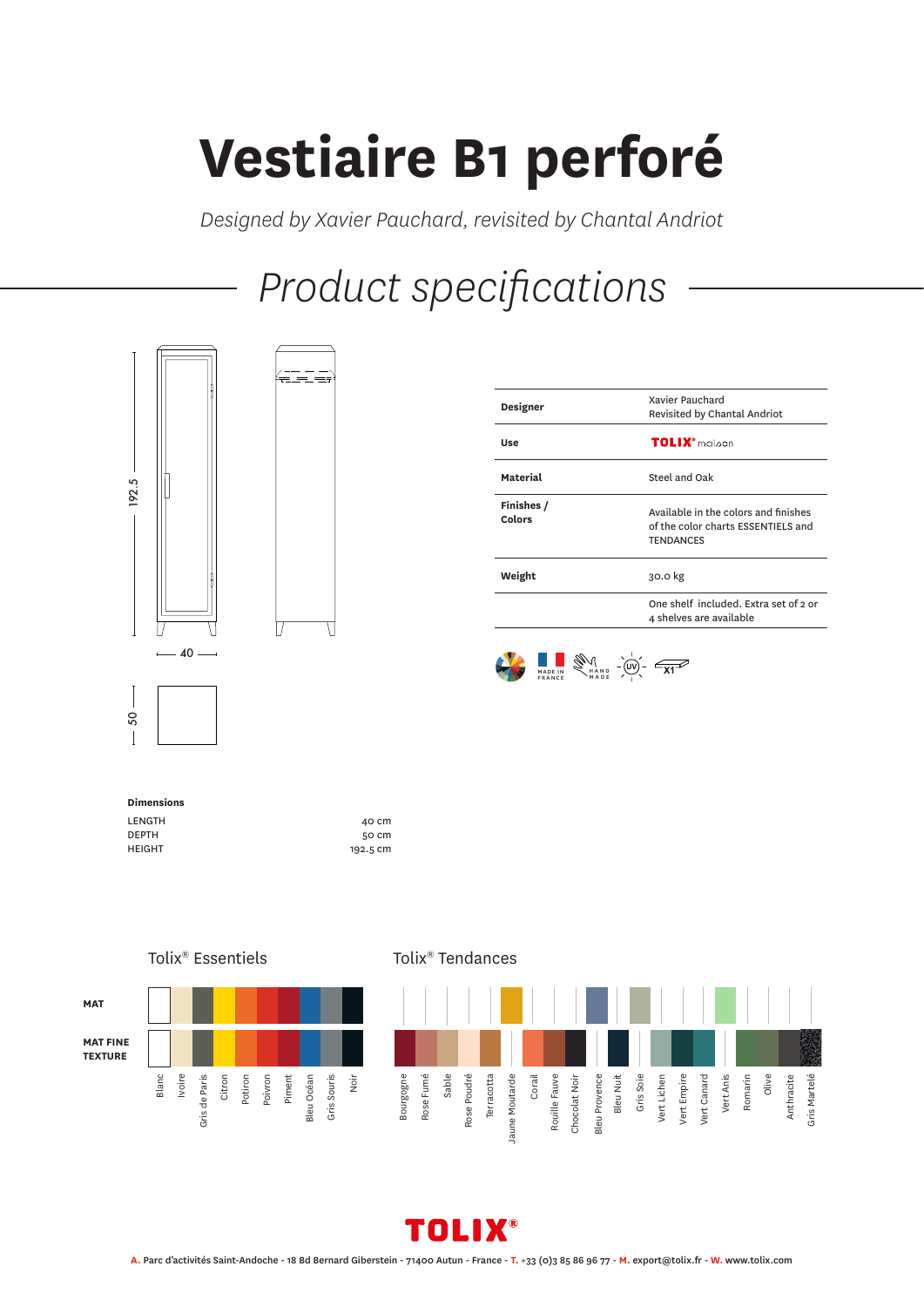# Vestiaire B1 perforé

*Designed by Xavier Pauchard, revisited by Chantal Andriot*

## *Product specifications*

192.5

40

50

| | |
|---|---|
| **Designer** | Xavier Pauchard<br>Revisited by Chantal Andriot |
| **Use** | TOLIX® maison |
| **Material** | Steel and Oak |
| **Finishes / Colors** | Available in the colors and finishes of the color charts ESSENTIELS and TENDANCES |
| **Weight** | 30.0 kg |
| | One shelf included. Extra set of 2 or 4 shelves are available |

MADE IN FRANCE · HAND MADE · UV · X1

**Dimensions**

| | |
|---|---|
| LENGTH | 40 cm |
| DEPTH | 50 cm |
| HEIGHT | 192.5 cm |

Tolix® Essentiels

MAT

MAT FINE TEXTURE

Blanc, Ivoire, Gris de Paris, Citron, Potiron, Poivron, Piment, Bleu Océan, Gris Souris, Noir

Tolix® Tendances

Bourgogne, Rose Fumé, Sable, Rose Poudré, Terracotta, Jaune Moutarde, Corail, Rouille Fauve, Chocolat Noir, Bleu Provence, Bleu Nuit, Gris Soie, Vert Lichen, Vert Empire, Vert Canard, Vert Anis, Romarin, Olive, Anthracite, Gris Martelé

TOLIX®

**A.** Parc d'activités Saint-Andoche - 18 Bd Bernard Giberstein - 71400 Autun - France - **T.** +33 (0)3 85 86 96 77 - **M.** export@tolix.fr - **W.** www.tolix.com